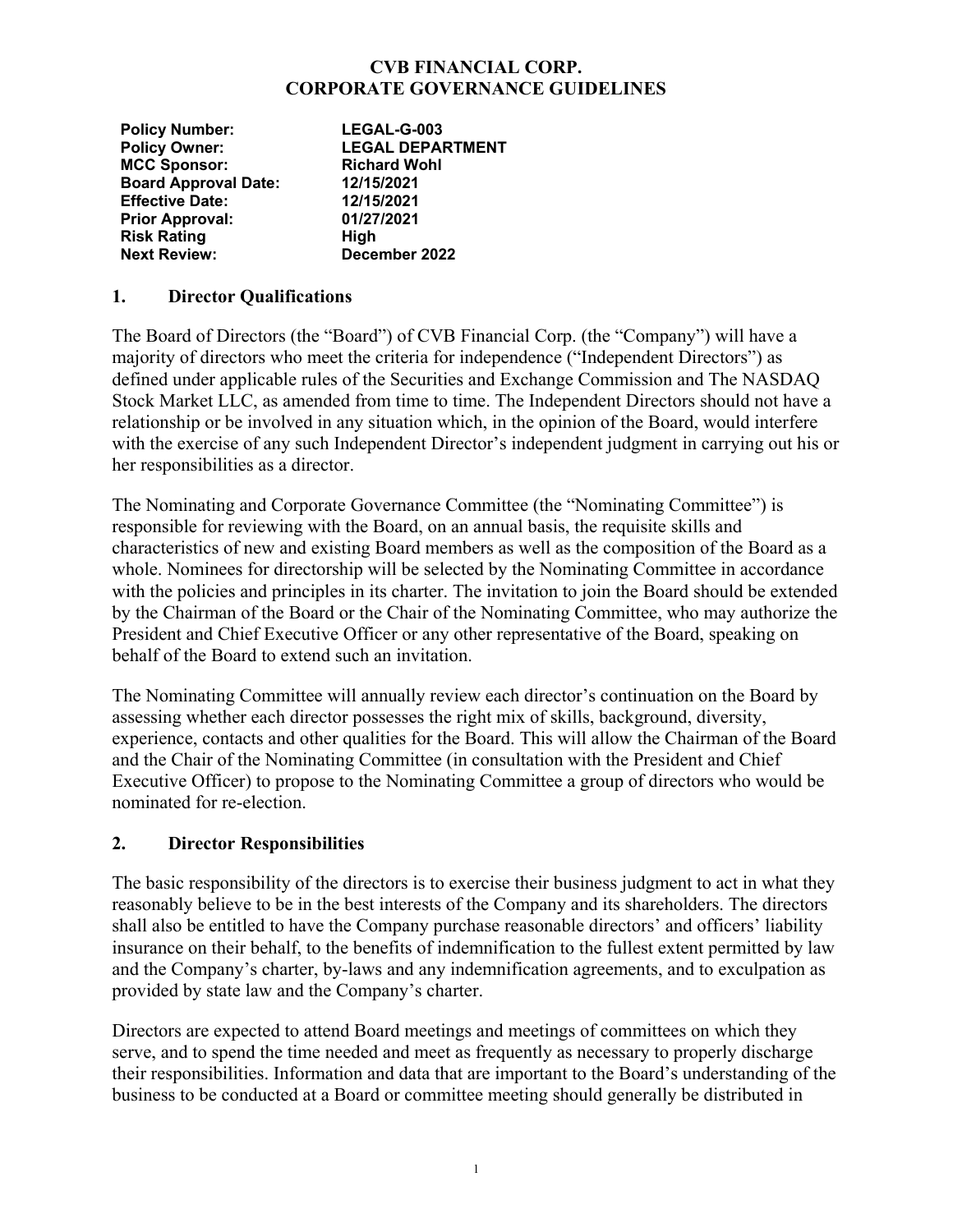# CVB FINANCIAL CORP.
# CORPORATE GOVERNANCE GUIDELINES

**Policy Number:** LEGAL-G-003
**Policy Owner:** LEGAL DEPARTMENT
**MCC Sponsor:** Richard Wohl
**Board Approval Date:** 12/15/2021
**Effective Date:** 12/15/2021
**Prior Approval:** 01/27/2021
**Risk Rating** High
**Next Review:** December 2022

## 1. Director Qualifications

The Board of Directors (the "Board") of CVB Financial Corp. (the "Company") will have a majority of directors who meet the criteria for independence ("Independent Directors") as defined under applicable rules of the Securities and Exchange Commission and The NASDAQ Stock Market LLC, as amended from time to time. The Independent Directors should not have a relationship or be involved in any situation which, in the opinion of the Board, would interfere with the exercise of any such Independent Director's independent judgment in carrying out his or her responsibilities as a director.

The Nominating and Corporate Governance Committee (the "Nominating Committee") is responsible for reviewing with the Board, on an annual basis, the requisite skills and characteristics of new and existing Board members as well as the composition of the Board as a whole. Nominees for directorship will be selected by the Nominating Committee in accordance with the policies and principles in its charter. The invitation to join the Board should be extended by the Chairman of the Board or the Chair of the Nominating Committee, who may authorize the President and Chief Executive Officer or any other representative of the Board, speaking on behalf of the Board to extend such an invitation.

The Nominating Committee will annually review each director's continuation on the Board by assessing whether each director possesses the right mix of skills, background, diversity, experience, contacts and other qualities for the Board. This will allow the Chairman of the Board and the Chair of the Nominating Committee (in consultation with the President and Chief Executive Officer) to propose to the Nominating Committee a group of directors who would be nominated for re-election.

## 2. Director Responsibilities

The basic responsibility of the directors is to exercise their business judgment to act in what they reasonably believe to be in the best interests of the Company and its shareholders. The directors shall also be entitled to have the Company purchase reasonable directors' and officers' liability insurance on their behalf, to the benefits of indemnification to the fullest extent permitted by law and the Company's charter, by-laws and any indemnification agreements, and to exculpation as provided by state law and the Company's charter.

Directors are expected to attend Board meetings and meetings of committees on which they serve, and to spend the time needed and meet as frequently as necessary to properly discharge their responsibilities. Information and data that are important to the Board's understanding of the business to be conducted at a Board or committee meeting should generally be distributed in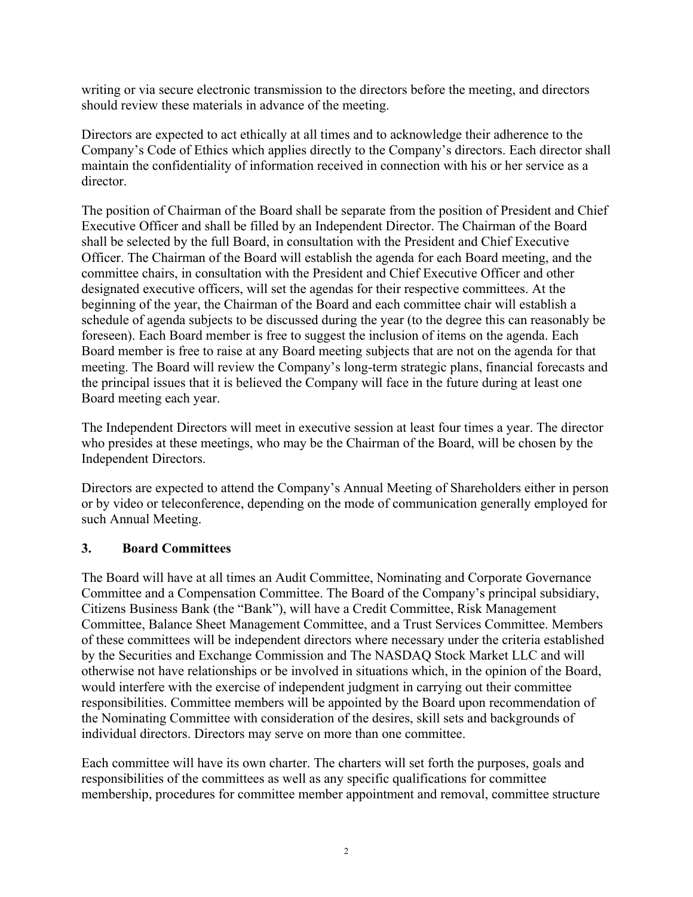writing or via secure electronic transmission to the directors before the meeting, and directors should review these materials in advance of the meeting.

Directors are expected to act ethically at all times and to acknowledge their adherence to the Company's Code of Ethics which applies directly to the Company's directors. Each director shall maintain the confidentiality of information received in connection with his or her service as a director.

The position of Chairman of the Board shall be separate from the position of President and Chief Executive Officer and shall be filled by an Independent Director. The Chairman of the Board shall be selected by the full Board, in consultation with the President and Chief Executive Officer. The Chairman of the Board will establish the agenda for each Board meeting, and the committee chairs, in consultation with the President and Chief Executive Officer and other designated executive officers, will set the agendas for their respective committees. At the beginning of the year, the Chairman of the Board and each committee chair will establish a schedule of agenda subjects to be discussed during the year (to the degree this can reasonably be foreseen). Each Board member is free to suggest the inclusion of items on the agenda. Each Board member is free to raise at any Board meeting subjects that are not on the agenda for that meeting. The Board will review the Company's long-term strategic plans, financial forecasts and the principal issues that it is believed the Company will face in the future during at least one Board meeting each year.

The Independent Directors will meet in executive session at least four times a year. The director who presides at these meetings, who may be the Chairman of the Board, will be chosen by the Independent Directors.

Directors are expected to attend the Company's Annual Meeting of Shareholders either in person or by video or teleconference, depending on the mode of communication generally employed for such Annual Meeting.

## 3. Board Committees

The Board will have at all times an Audit Committee, Nominating and Corporate Governance Committee and a Compensation Committee. The Board of the Company's principal subsidiary, Citizens Business Bank (the "Bank"), will have a Credit Committee, Risk Management Committee, Balance Sheet Management Committee, and a Trust Services Committee. Members of these committees will be independent directors where necessary under the criteria established by the Securities and Exchange Commission and The NASDAQ Stock Market LLC and will otherwise not have relationships or be involved in situations which, in the opinion of the Board, would interfere with the exercise of independent judgment in carrying out their committee responsibilities. Committee members will be appointed by the Board upon recommendation of the Nominating Committee with consideration of the desires, skill sets and backgrounds of individual directors. Directors may serve on more than one committee.

Each committee will have its own charter. The charters will set forth the purposes, goals and responsibilities of the committees as well as any specific qualifications for committee membership, procedures for committee member appointment and removal, committee structure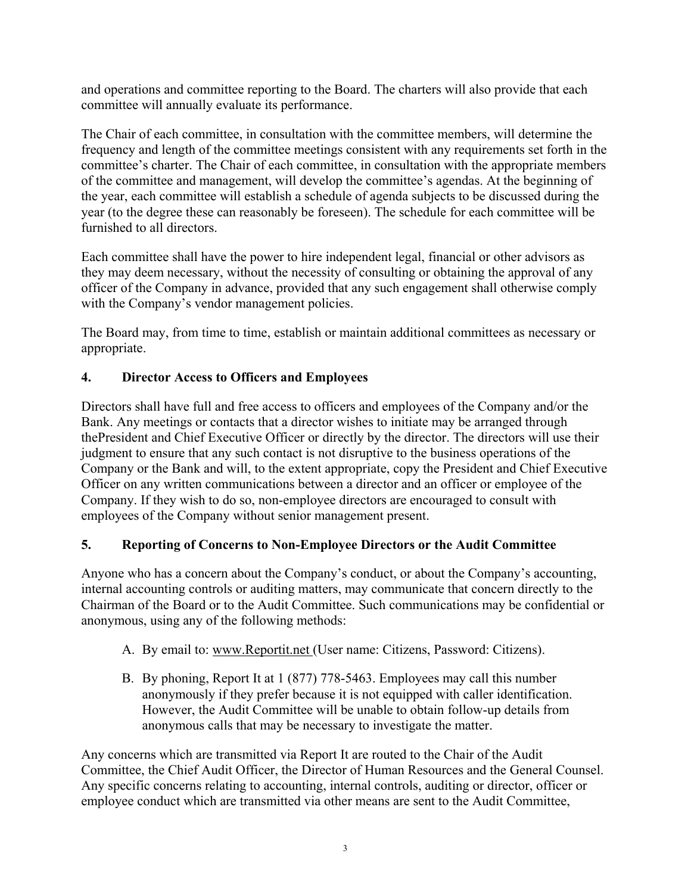and operations and committee reporting to the Board. The charters will also provide that each committee will annually evaluate its performance.

The Chair of each committee, in consultation with the committee members, will determine the frequency and length of the committee meetings consistent with any requirements set forth in the committee's charter. The Chair of each committee, in consultation with the appropriate members of the committee and management, will develop the committee's agendas. At the beginning of the year, each committee will establish a schedule of agenda subjects to be discussed during the year (to the degree these can reasonably be foreseen). The schedule for each committee will be furnished to all directors.

Each committee shall have the power to hire independent legal, financial or other advisors as they may deem necessary, without the necessity of consulting or obtaining the approval of any officer of the Company in advance, provided that any such engagement shall otherwise comply with the Company's vendor management policies.

The Board may, from time to time, establish or maintain additional committees as necessary or appropriate.

## 4. Director Access to Officers and Employees

Directors shall have full and free access to officers and employees of the Company and/or the Bank. Any meetings or contacts that a director wishes to initiate may be arranged through thePresident and Chief Executive Officer or directly by the director. The directors will use their judgment to ensure that any such contact is not disruptive to the business operations of the Company or the Bank and will, to the extent appropriate, copy the President and Chief Executive Officer on any written communications between a director and an officer or employee of the Company. If they wish to do so, non-employee directors are encouraged to consult with employees of the Company without senior management present.

## 5. Reporting of Concerns to Non-Employee Directors or the Audit Committee

Anyone who has a concern about the Company's conduct, or about the Company's accounting, internal accounting controls or auditing matters, may communicate that concern directly to the Chairman of the Board or to the Audit Committee. Such communications may be confidential or anonymous, using any of the following methods:

A. By email to: www.Reportit.net (User name: Citizens, Password: Citizens).

B. By phoning, Report It at 1 (877) 778-5463. Employees may call this number anonymously if they prefer because it is not equipped with caller identification. However, the Audit Committee will be unable to obtain follow-up details from anonymous calls that may be necessary to investigate the matter.

Any concerns which are transmitted via Report It are routed to the Chair of the Audit Committee, the Chief Audit Officer, the Director of Human Resources and the General Counsel. Any specific concerns relating to accounting, internal controls, auditing or director, officer or employee conduct which are transmitted via other means are sent to the Audit Committee,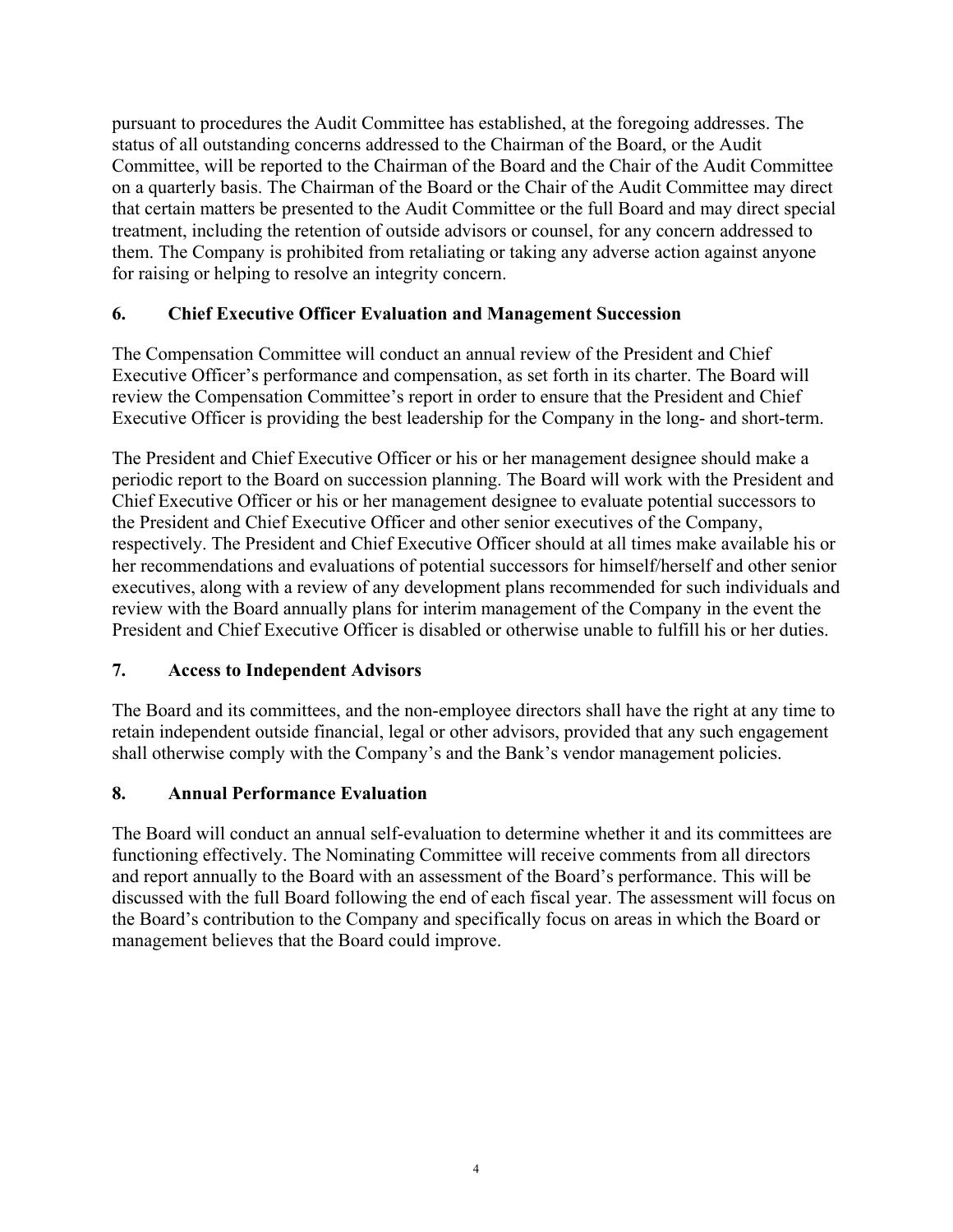pursuant to procedures the Audit Committee has established, at the foregoing addresses. The status of all outstanding concerns addressed to the Chairman of the Board, or the Audit Committee, will be reported to the Chairman of the Board and the Chair of the Audit Committee on a quarterly basis. The Chairman of the Board or the Chair of the Audit Committee may direct that certain matters be presented to the Audit Committee or the full Board and may direct special treatment, including the retention of outside advisors or counsel, for any concern addressed to them. The Company is prohibited from retaliating or taking any adverse action against anyone for raising or helping to resolve an integrity concern.

## 6. Chief Executive Officer Evaluation and Management Succession

The Compensation Committee will conduct an annual review of the President and Chief Executive Officer's performance and compensation, as set forth in its charter. The Board will review the Compensation Committee's report in order to ensure that the President and Chief Executive Officer is providing the best leadership for the Company in the long- and short-term.

The President and Chief Executive Officer or his or her management designee should make a periodic report to the Board on succession planning. The Board will work with the President and Chief Executive Officer or his or her management designee to evaluate potential successors to the President and Chief Executive Officer and other senior executives of the Company, respectively. The President and Chief Executive Officer should at all times make available his or her recommendations and evaluations of potential successors for himself/herself and other senior executives, along with a review of any development plans recommended for such individuals and review with the Board annually plans for interim management of the Company in the event the President and Chief Executive Officer is disabled or otherwise unable to fulfill his or her duties.

## 7. Access to Independent Advisors

The Board and its committees, and the non-employee directors shall have the right at any time to retain independent outside financial, legal or other advisors, provided that any such engagement shall otherwise comply with the Company's and the Bank's vendor management policies.

## 8. Annual Performance Evaluation

The Board will conduct an annual self-evaluation to determine whether it and its committees are functioning effectively. The Nominating Committee will receive comments from all directors and report annually to the Board with an assessment of the Board's performance. This will be discussed with the full Board following the end of each fiscal year. The assessment will focus on the Board's contribution to the Company and specifically focus on areas in which the Board or management believes that the Board could improve.